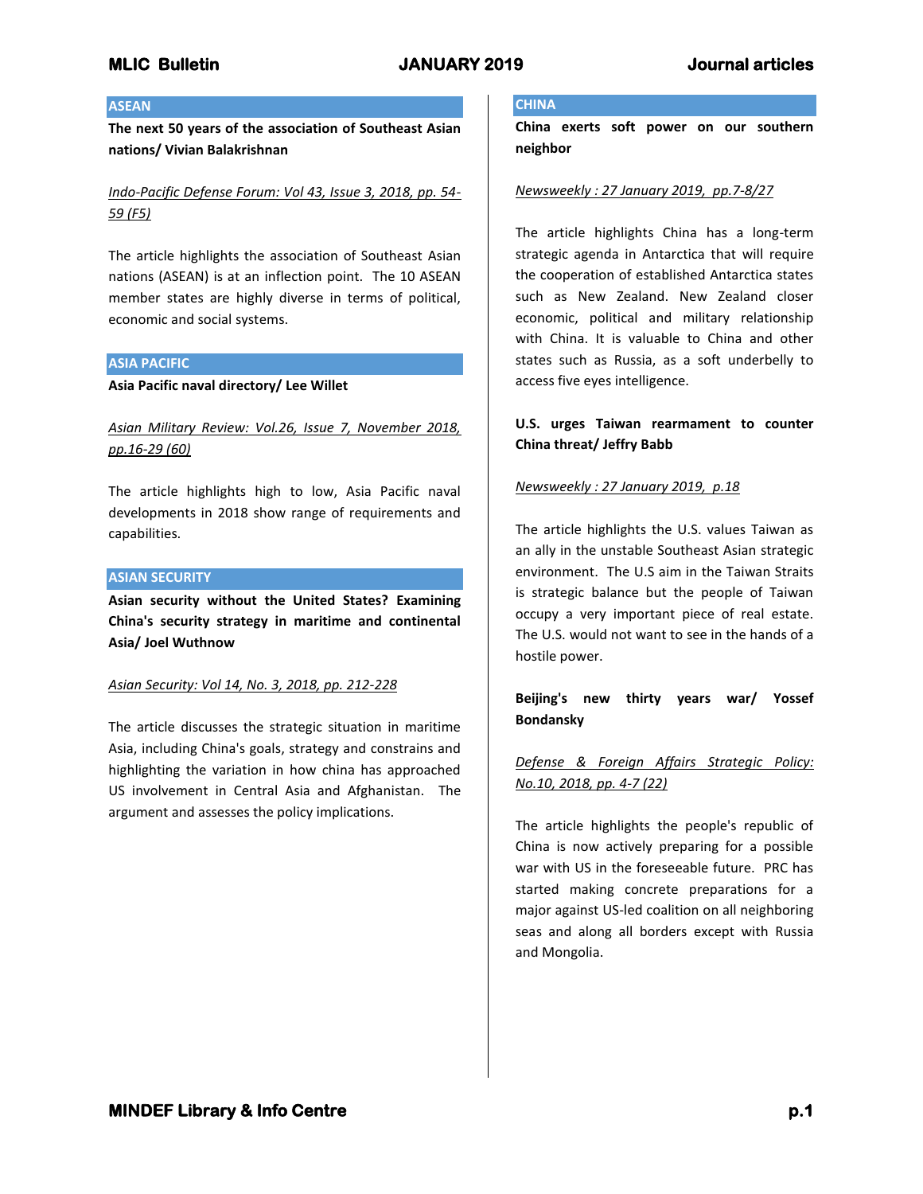## ASEAN

**The next 50 years of the association of Southeast Asian nations/ Vivian Balakrishnan**

*Indo-Pacific Defense Forum: Vol 43, Issue 3, 2018, pp. 54-59 (F5)*

The article highlights the association of Southeast Asian nations (ASEAN) is at an inflection point. The 10 ASEAN member states are highly diverse in terms of political, economic and social systems.

## ASIA PACIFIC

**Asia Pacific naval directory/ Lee Willet**

*Asian Military Review: Vol.26, Issue 7, November 2018, pp.16-29 (60)*

The article highlights high to low, Asia Pacific naval developments in 2018 show range of requirements and capabilities.

## ASIAN SECURITY

**Asian security without the United States? Examining China's security strategy in maritime and continental Asia/ Joel Wuthnow**

*Asian Security: Vol 14, No. 3, 2018, pp. 212-228*

The article discusses the strategic situation in maritime Asia, including China's goals, strategy and constrains and highlighting the variation in how china has approached US involvement in Central Asia and Afghanistan. The argument and assesses the policy implications.

## CHINA

**China exerts soft power on our southern neighbor**

*Newsweekly : 27 January 2019, pp.7-8/27*

The article highlights China has a long-term strategic agenda in Antarctica that will require the cooperation of established Antarctica states such as New Zealand. New Zealand closer economic, political and military relationship with China. It is valuable to China and other states such as Russia, as a soft underbelly to access five eyes intelligence.

**U.S. urges Taiwan rearmament to counter China threat/ Jeffry Babb**

*Newsweekly : 27 January 2019, p.18*

The article highlights the U.S. values Taiwan as an ally in the unstable Southeast Asian strategic environment. The U.S aim in the Taiwan Straits is strategic balance but the people of Taiwan occupy a very important piece of real estate. The U.S. would not want to see in the hands of a hostile power.

**Beijing's new thirty years war/ Yossef Bondansky**

*Defense & Foreign Affairs Strategic Policy: No.10, 2018, pp. 4-7 (22)*

The article highlights the people's republic of China is now actively preparing for a possible war with US in the foreseeable future. PRC has started making concrete preparations for a major against US-led coalition on all neighboring seas and along all borders except with Russia and Mongolia.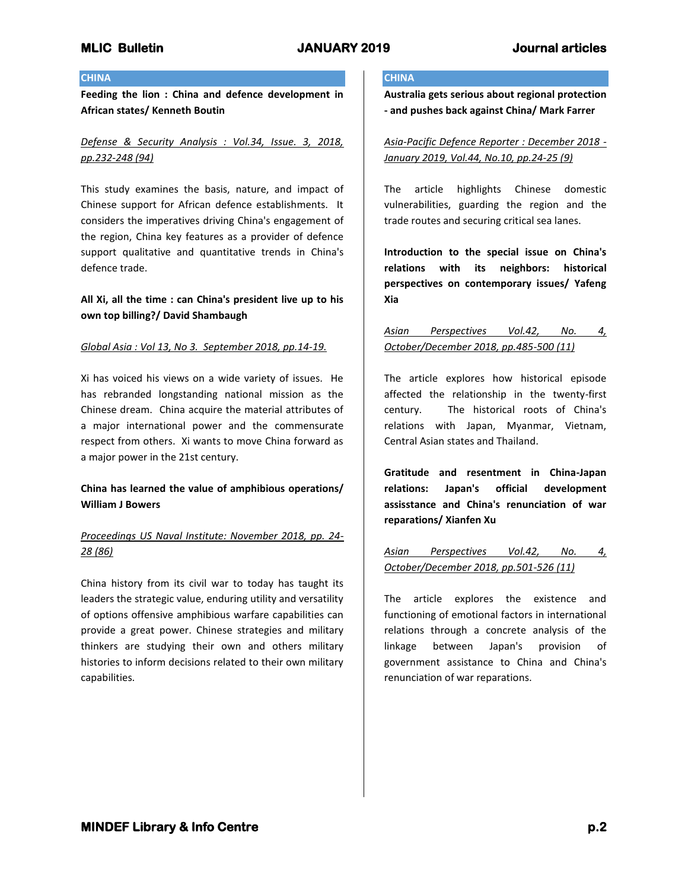## CHINA

**Feeding the lion : China and defence development in African states/ Kenneth Boutin**

*Defense & Security Analysis : Vol.34, Issue. 3, 2018, pp.232-248 (94)*

This study examines the basis, nature, and impact of Chinese support for African defence establishments. It considers the imperatives driving China's engagement of the region, China key features as a provider of defence support qualitative and quantitative trends in China's defence trade.

**All Xi, all the time : can China's president live up to his own top billing?/ David Shambaugh**

*Global Asia : Vol 13, No 3. September 2018, pp.14-19.*

Xi has voiced his views on a wide variety of issues. He has rebranded longstanding national mission as the Chinese dream. China acquire the material attributes of a major international power and the commensurate respect from others. Xi wants to move China forward as a major power in the 21st century.

**China has learned the value of amphibious operations/ William J Bowers**

*Proceedings US Naval Institute: November 2018, pp. 24-28 (86)*

China history from its civil war to today has taught its leaders the strategic value, enduring utility and versatility of options offensive amphibious warfare capabilities can provide a great power. Chinese strategies and military thinkers are studying their own and others military histories to inform decisions related to their own military capabilities.

## CHINA

**Australia gets serious about regional protection - and pushes back against China/ Mark Farrer**

*Asia-Pacific Defence Reporter : December 2018 - January 2019, Vol.44, No.10, pp.24-25 (9)*

The article highlights Chinese domestic vulnerabilities, guarding the region and the trade routes and securing critical sea lanes.

**Introduction to the special issue on China's relations with its neighbors: historical perspectives on contemporary issues/ Yafeng Xia**

*Asian Perspectives Vol.42, No. 4, October/December 2018, pp.485-500 (11)*

The article explores how historical episode affected the relationship in the twenty-first century. The historical roots of China's relations with Japan, Myanmar, Vietnam, Central Asian states and Thailand.

**Gratitude and resentment in China-Japan relations: Japan's official development assisstance and China's renunciation of war reparations/ Xianfen Xu**

*Asian Perspectives Vol.42, No. 4, October/December 2018, pp.501-526 (11)*

The article explores the existence and functioning of emotional factors in international relations through a concrete analysis of the linkage between Japan's provision of government assistance to China and China's renunciation of war reparations.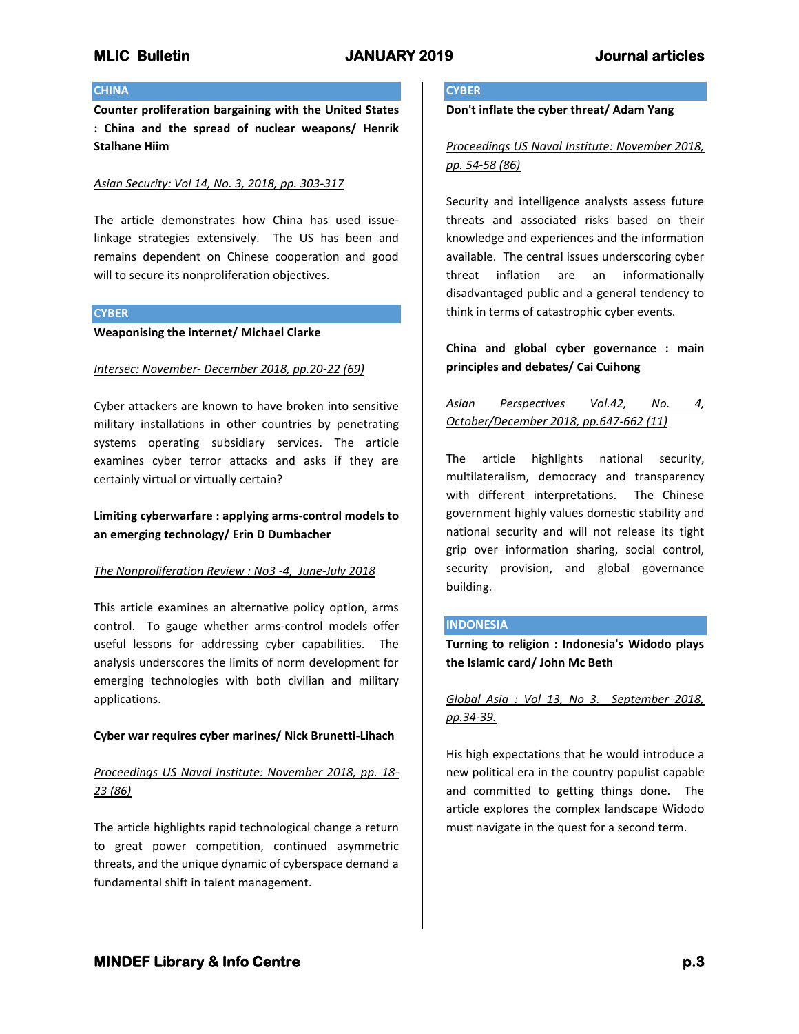## CHINA

**Counter proliferation bargaining with the United States : China and the spread of nuclear weapons/ Henrik Stalhane Hiim**

*Asian Security: Vol 14, No. 3, 2018, pp. 303-317*

The article demonstrates how China has used issue-linkage strategies extensively. The US has been and remains dependent on Chinese cooperation and good will to secure its nonproliferation objectives.

## CYBER

**Weaponising the internet/ Michael Clarke**

*Intersec: November- December 2018, pp.20-22 (69)*

Cyber attackers are known to have broken into sensitive military installations in other countries by penetrating systems operating subsidiary services. The article examines cyber terror attacks and asks if they are certainly virtual or virtually certain?

**Limiting cyberwarfare : applying arms-control models to an emerging technology/ Erin D Dumbacher**

*The Nonproliferation Review : No3 -4, June-July 2018*

This article examines an alternative policy option, arms control. To gauge whether arms-control models offer useful lessons for addressing cyber capabilities. The analysis underscores the limits of norm development for emerging technologies with both civilian and military applications.

**Cyber war requires cyber marines/ Nick Brunetti-Lihach**

*Proceedings US Naval Institute: November 2018, pp. 18-23 (86)*

The article highlights rapid technological change a return to great power competition, continued asymmetric threats, and the unique dynamic of cyberspace demand a fundamental shift in talent management.

## CYBER

**Don't inflate the cyber threat/ Adam Yang**

*Proceedings US Naval Institute: November 2018, pp. 54-58 (86)*

Security and intelligence analysts assess future threats and associated risks based on their knowledge and experiences and the information available. The central issues underscoring cyber threat inflation are an informationally disadvantaged public and a general tendency to think in terms of catastrophic cyber events.

**China and global cyber governance : main principles and debates/ Cai Cuihong**

*Asian Perspectives Vol.42, No. 4, October/December 2018, pp.647-662 (11)*

The article highlights national security, multilateralism, democracy and transparency with different interpretations. The Chinese government highly values domestic stability and national security and will not release its tight grip over information sharing, social control, security provision, and global governance building.

## INDONESIA

**Turning to religion : Indonesia's Widodo plays the Islamic card/ John Mc Beth**

*Global Asia : Vol 13, No 3. September 2018, pp.34-39.*

His high expectations that he would introduce a new political era in the country populist capable and committed to getting things done. The article explores the complex landscape Widodo must navigate in the quest for a second term.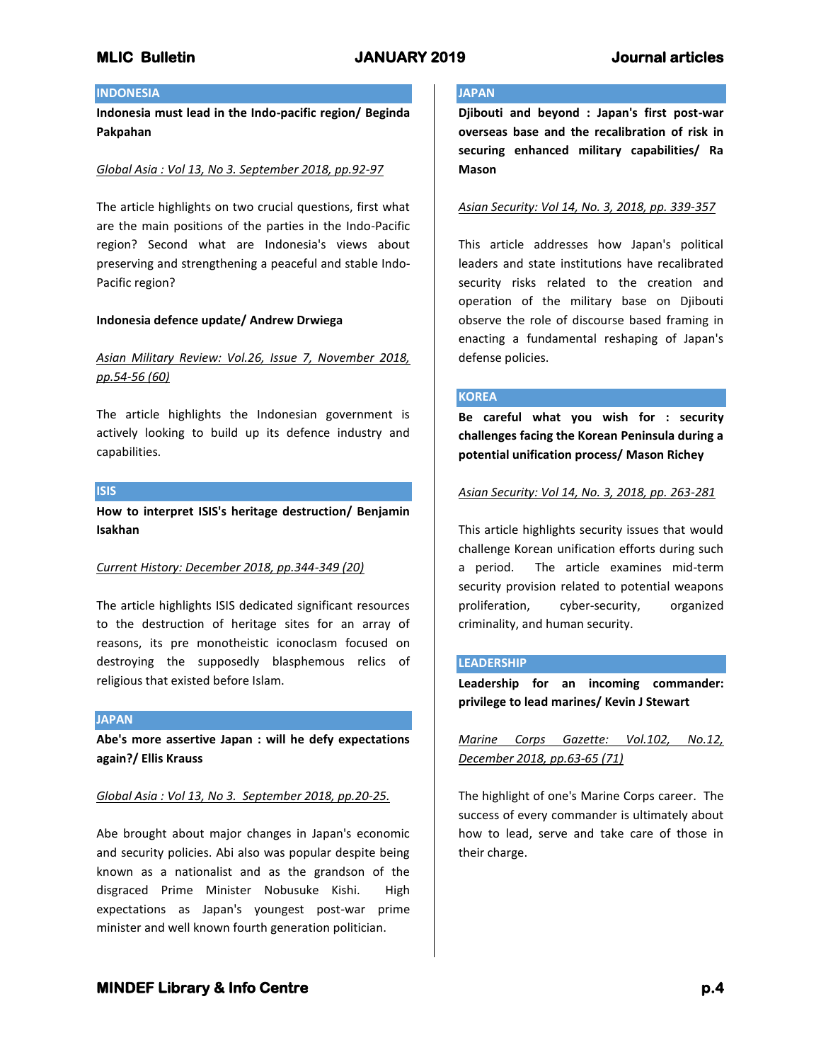## INDONESIA

**Indonesia must lead in the Indo-pacific region/ Beginda Pakpahan**

*Global Asia : Vol 13, No 3. September 2018, pp.92-97*

The article highlights on two crucial questions, first what are the main positions of the parties in the Indo-Pacific region? Second what are Indonesia's views about preserving and strengthening a peaceful and stable Indo-Pacific region?

**Indonesia defence update/ Andrew Drwiega**

*Asian Military Review: Vol.26, Issue 7, November 2018, pp.54-56 (60)*

The article highlights the Indonesian government is actively looking to build up its defence industry and capabilities.

## ISIS

**How to interpret ISIS's heritage destruction/ Benjamin Isakhan**

*Current History: December 2018, pp.344-349 (20)*

The article highlights ISIS dedicated significant resources to the destruction of heritage sites for an array of reasons, its pre monotheistic iconoclasm focused on destroying the supposedly blasphemous relics of religious that existed before Islam.

## JAPAN

**Abe's more assertive Japan : will he defy expectations again?/ Ellis Krauss**

*Global Asia : Vol 13, No 3. September 2018, pp.20-25.*

Abe brought about major changes in Japan's economic and security policies. Abi also was popular despite being known as a nationalist and as the grandson of the disgraced Prime Minister Nobusuke Kishi. High expectations as Japan's youngest post-war prime minister and well known fourth generation politician.

## JAPAN

**Djibouti and beyond : Japan's first post-war overseas base and the recalibration of risk in securing enhanced military capabilities/ Ra Mason**

*Asian Security: Vol 14, No. 3, 2018, pp. 339-357*

This article addresses how Japan's political leaders and state institutions have recalibrated security risks related to the creation and operation of the military base on Djibouti observe the role of discourse based framing in enacting a fundamental reshaping of Japan's defense policies.

## KOREA

**Be careful what you wish for : security challenges facing the Korean Peninsula during a potential unification process/ Mason Richey**

*Asian Security: Vol 14, No. 3, 2018, pp. 263-281*

This article highlights security issues that would challenge Korean unification efforts during such a period. The article examines mid-term security provision related to potential weapons proliferation, cyber-security, organized criminality, and human security.

## LEADERSHIP

**Leadership for an incoming commander: privilege to lead marines/ Kevin J Stewart**

*Marine Corps Gazette: Vol.102, No.12, December 2018, pp.63-65 (71)*

The highlight of one's Marine Corps career. The success of every commander is ultimately about how to lead, serve and take care of those in their charge.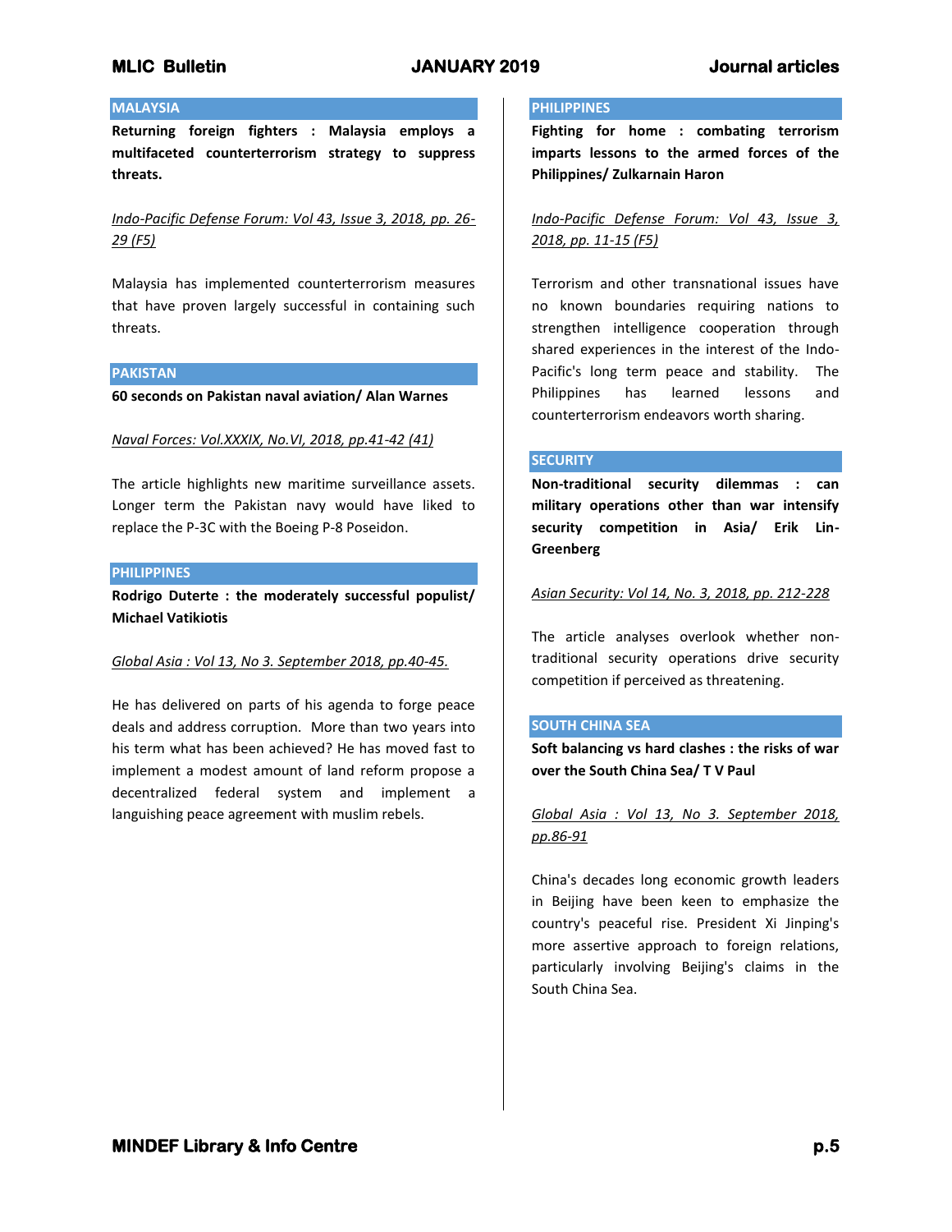## MALAYSIA

**Returning foreign fighters : Malaysia employs a multifaceted counterterrorism strategy to suppress threats.**

*Indo-Pacific Defense Forum: Vol 43, Issue 3, 2018, pp. 26-29 (F5)*

Malaysia has implemented counterterrorism measures that have proven largely successful in containing such threats.

## PAKISTAN

**60 seconds on Pakistan naval aviation/ Alan Warnes**

*Naval Forces: Vol.XXXIX, No.VI, 2018, pp.41-42 (41)*

The article highlights new maritime surveillance assets. Longer term the Pakistan navy would have liked to replace the P-3C with the Boeing P-8 Poseidon.

## PHILIPPINES

**Rodrigo Duterte : the moderately successful populist/ Michael Vatikiotis**

*Global Asia : Vol 13, No 3. September 2018, pp.40-45.*

He has delivered on parts of his agenda to forge peace deals and address corruption. More than two years into his term what has been achieved? He has moved fast to implement a modest amount of land reform propose a decentralized federal system and implement a languishing peace agreement with muslim rebels.

## PHILIPPINES

**Fighting for home : combating terrorism imparts lessons to the armed forces of the Philippines/ Zulkarnain Haron**

*Indo-Pacific Defense Forum: Vol 43, Issue 3, 2018, pp. 11-15 (F5)*

Terrorism and other transnational issues have no known boundaries requiring nations to strengthen intelligence cooperation through shared experiences in the interest of the Indo-Pacific's long term peace and stability. The Philippines has learned lessons and counterterrorism endeavors worth sharing.

## SECURITY

**Non-traditional security dilemmas : can military operations other than war intensify security competition in Asia/ Erik Lin-Greenberg**

*Asian Security: Vol 14, No. 3, 2018, pp. 212-228*

The article analyses overlook whether non-traditional security operations drive security competition if perceived as threatening.

## SOUTH CHINA SEA

**Soft balancing vs hard clashes : the risks of war over the South China Sea/ T V Paul**

*Global Asia : Vol 13, No 3. September 2018, pp.86-91*

China's decades long economic growth leaders in Beijing have been keen to emphasize the country's peaceful rise. President Xi Jinping's more assertive approach to foreign relations, particularly involving Beijing's claims in the South China Sea.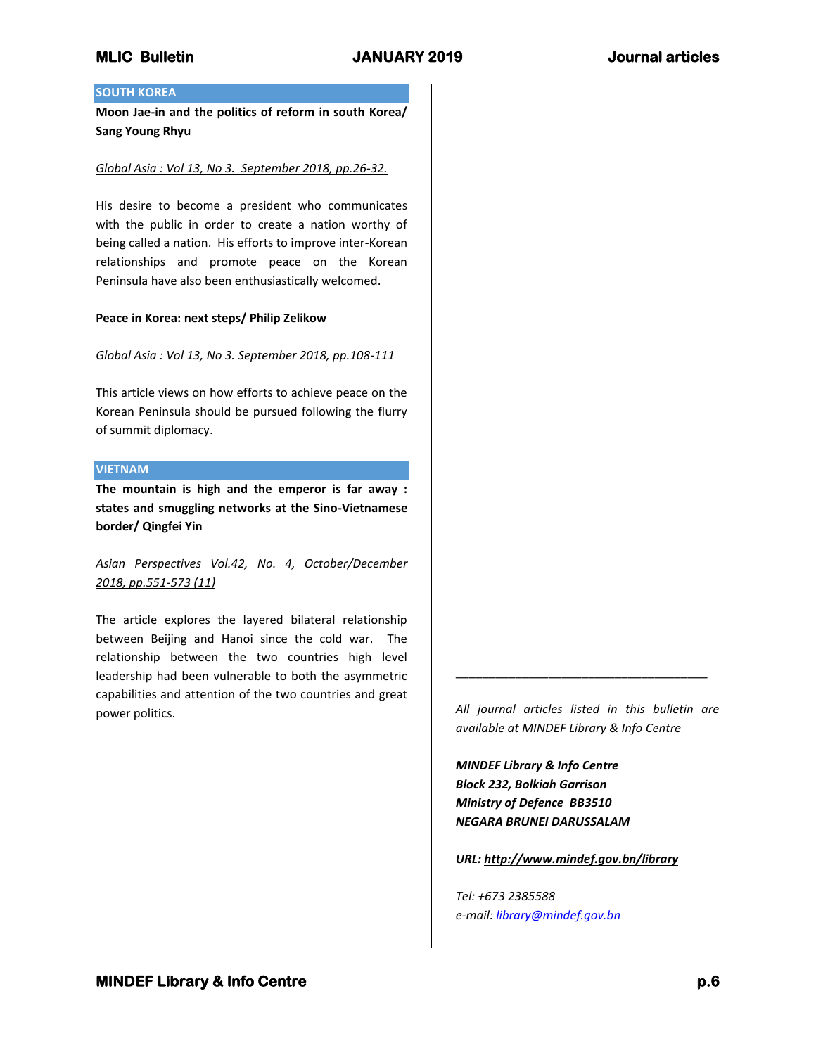## SOUTH KOREA

**Moon Jae-in and the politics of reform in south Korea/ Sang Young Rhyu**

*Global Asia : Vol 13, No 3. September 2018, pp.26-32.*

His desire to become a president who communicates with the public in order to create a nation worthy of being called a nation. His efforts to improve inter-Korean relationships and promote peace on the Korean Peninsula have also been enthusiastically welcomed.

**Peace in Korea: next steps/ Philip Zelikow**

*Global Asia : Vol 13, No 3. September 2018, pp.108-111*

This article views on how efforts to achieve peace on the Korean Peninsula should be pursued following the flurry of summit diplomacy.

## VIETNAM

**The mountain is high and the emperor is far away : states and smuggling networks at the Sino-Vietnamese border/ Qingfei Yin**

*Asian Perspectives Vol.42, No. 4, October/December 2018, pp.551-573 (11)*

The article explores the layered bilateral relationship between Beijing and Hanoi since the cold war. The relationship between the two countries high level leadership had been vulnerable to both the asymmetric capabilities and attention of the two countries and great power politics.

---

*All journal articles listed in this bulletin are available at MINDEF Library & Info Centre*

***MINDEF Library & Info Centre***
***Block 232, Bolkiah Garrison***
***Ministry of Defence BB3510***
***NEGARA BRUNEI DARUSSALAM***

***URL: http://www.mindef.gov.bn/library***

*Tel: +673 2385588*
*e-mail: library@mindef.gov.bn*